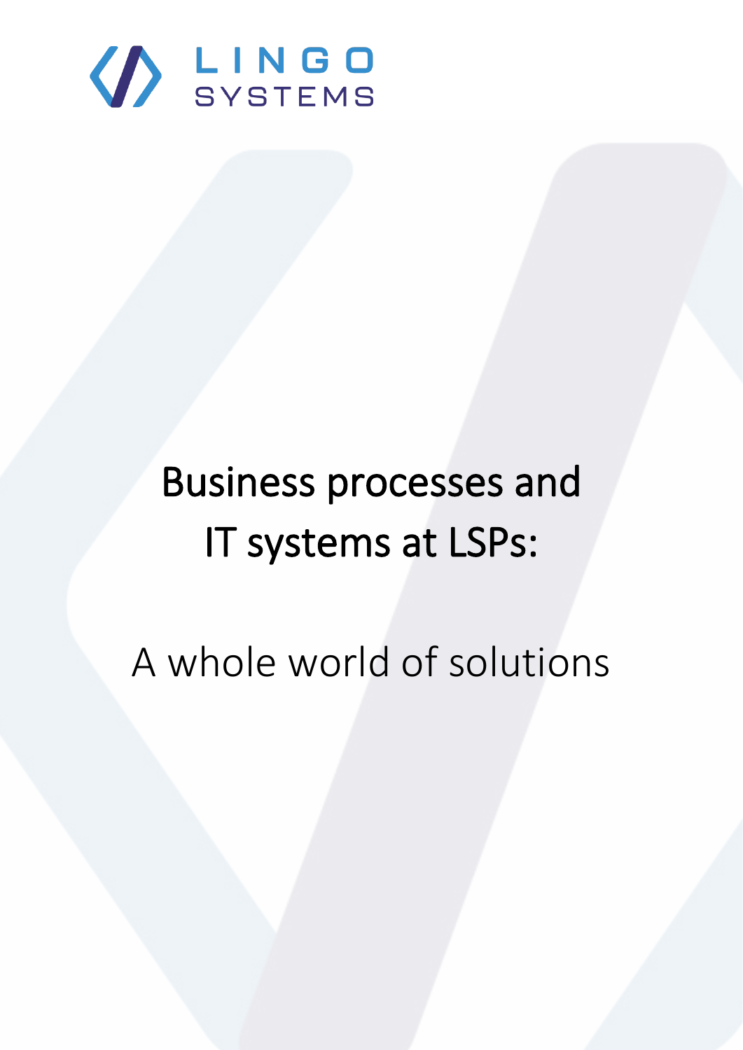LINGO SYSTEMS

# Business processes and IT systems at LSPs:

## A whole world of solutions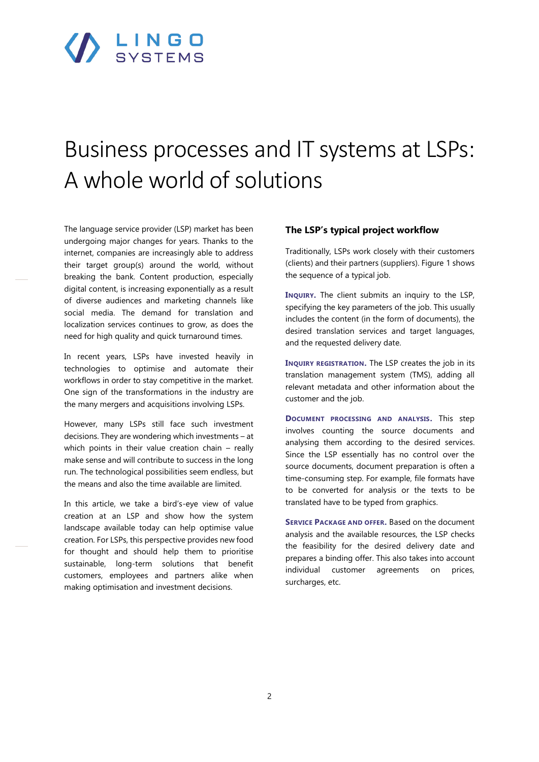# Business processes and IT systems at LSPs: A whole world of solutions

The language service provider (LSP) market has been undergoing major changes for years. Thanks to the internet, companies are increasingly able to address their target group(s) around the world, without breaking the bank. Content production, especially digital content, is increasing exponentially as a result of diverse audiences and marketing channels like social media. The demand for translation and localization services continues to grow, as does the need for high quality and quick turnaround times.

In recent years, LSPs have invested heavily in technologies to optimise and automate their workflows in order to stay competitive in the market. One sign of the transformations in the industry are the many mergers and acquisitions involving LSPs.

However, many LSPs still face such investment decisions. They are wondering which investments – at which points in their value creation chain – really make sense and will contribute to success in the long run. The technological possibilities seem endless, but the means and also the time available are limited.

In this article, we take a bird's-eye view of value creation at an LSP and show how the system landscape available today can help optimise value creation. For LSPs, this perspective provides new food for thought and should help them to prioritise sustainable, long-term solutions that benefit customers, employees and partners alike when making optimisation and investment decisions.

## The LSP's typical project workflow

Traditionally, LSPs work closely with their customers (clients) and their partners (suppliers). Figure 1 shows the sequence of a typical job.

**Inquiry.** The client submits an inquiry to the LSP, specifying the key parameters of the job. This usually includes the content (in the form of documents), the desired translation services and target languages, and the requested delivery date.

**Inquiry registration.** The LSP creates the job in its translation management system (TMS), adding all relevant metadata and other information about the customer and the job.

**Document processing and analysis.** This step involves counting the source documents and analysing them according to the desired services. Since the LSP essentially has no control over the source documents, document preparation is often a time-consuming step. For example, file formats have to be converted for analysis or the texts to be translated have to be typed from graphics.

**Service Package and offer.** Based on the document analysis and the available resources, the LSP checks the feasibility for the desired delivery date and prepares a binding offer. This also takes into account individual customer agreements on prices, surcharges, etc.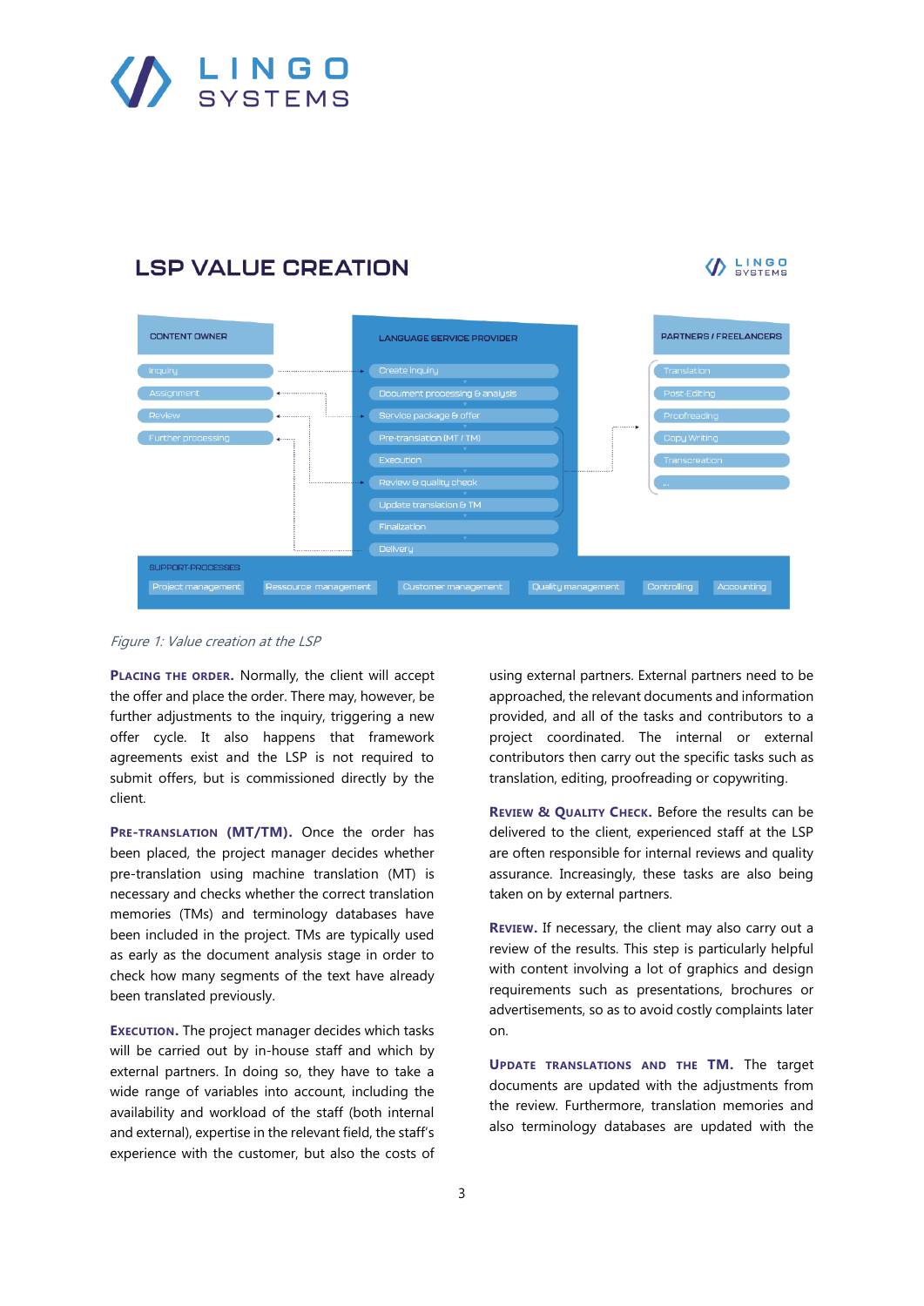## LSP VALUE CREATION

| CONTENT OWNER | LANGUAGE SERVICE PROVIDER | PARTNERS / FREELANCERS |
|---|---|---|
| Inquiry | Create inquiry | Translation |
| Assignment | Document processing & analysis | Post-Editing |
| Review | Service package & offer | Proofreading |
| Further processing | Pre-translation (MT / TM) | Copy Writing |
| | Execution | Transcreation |
| | Review & quality check | ... |
| | Update translation & TM | |
| | Finalization | |
| | Delivery | |

SUPPORT-PROCESSES: Project management | Ressource management | Customer management | Quality management | Controlling | Accounting

*Figure 1: Value creation at the LSP*

**PLACING THE ORDER.** Normally, the client will accept the offer and place the order. There may, however, be further adjustments to the inquiry, triggering a new offer cycle. It also happens that framework agreements exist and the LSP is not required to submit offers, but is commissioned directly by the client.

**PRE-TRANSLATION (MT/TM).** Once the order has been placed, the project manager decides whether pre-translation using machine translation (MT) is necessary and checks whether the correct translation memories (TMs) and terminology databases have been included in the project. TMs are typically used as early as the document analysis stage in order to check how many segments of the text have already been translated previously.

**EXECUTION.** The project manager decides which tasks will be carried out by in-house staff and which by external partners. In doing so, they have to take a wide range of variables into account, including the availability and workload of the staff (both internal and external), expertise in the relevant field, the staff's experience with the customer, but also the costs of using external partners. External partners need to be approached, the relevant documents and information provided, and all of the tasks and contributors to a project coordinated. The internal or external contributors then carry out the specific tasks such as translation, editing, proofreading or copywriting.

**REVIEW & QUALITY CHECK.** Before the results can be delivered to the client, experienced staff at the LSP are often responsible for internal reviews and quality assurance. Increasingly, these tasks are also being taken on by external partners.

**REVIEW.** If necessary, the client may also carry out a review of the results. This step is particularly helpful with content involving a lot of graphics and design requirements such as presentations, brochures or advertisements, so as to avoid costly complaints later on.

**UPDATE TRANSLATIONS AND THE TM.** The target documents are updated with the adjustments from the review. Furthermore, translation memories and also terminology databases are updated with the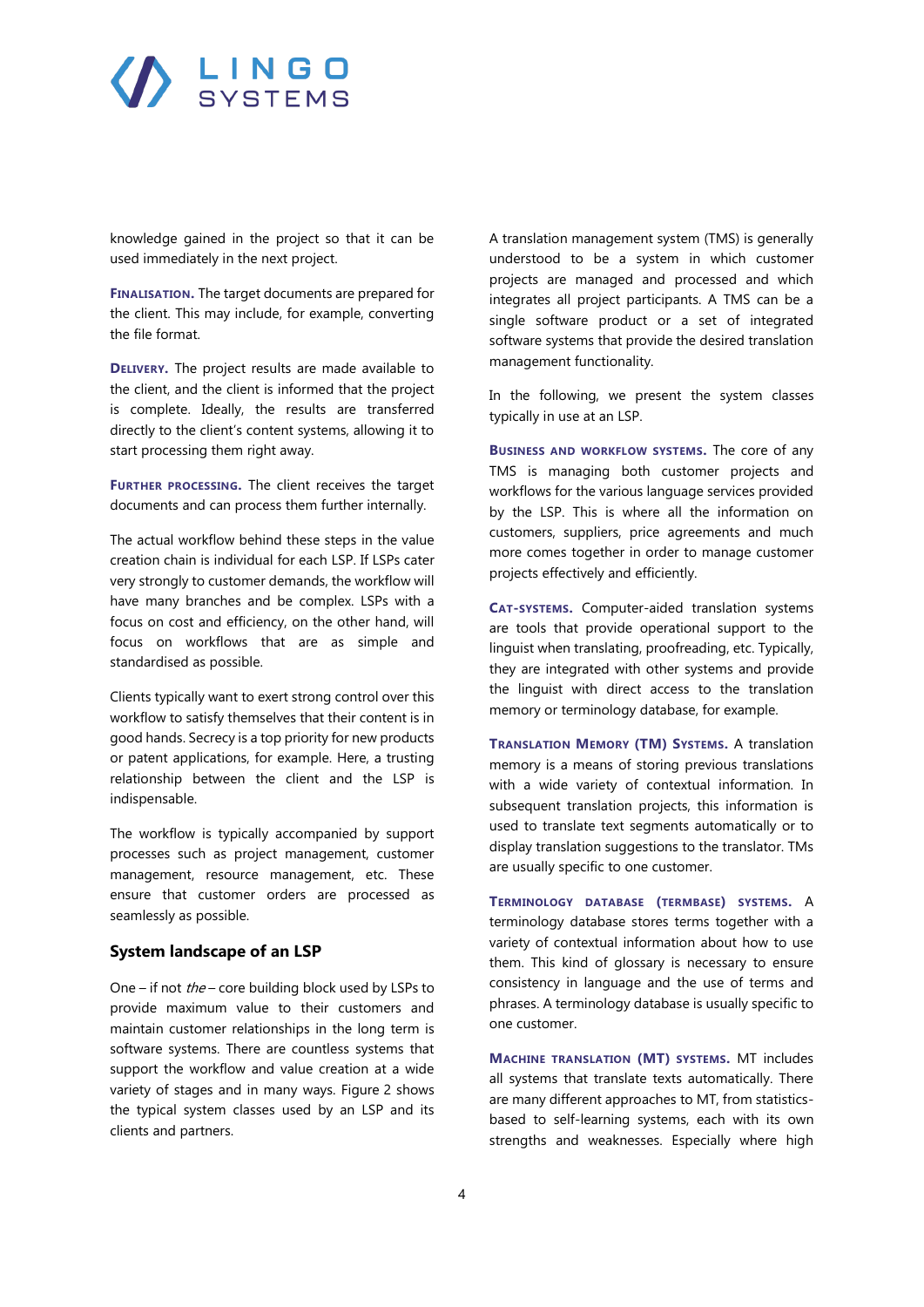knowledge gained in the project so that it can be used immediately in the next project.

**Finalisation.** The target documents are prepared for the client. This may include, for example, converting the file format.

**Delivery.** The project results are made available to the client, and the client is informed that the project is complete. Ideally, the results are transferred directly to the client's content systems, allowing it to start processing them right away.

**Further processing.** The client receives the target documents and can process them further internally.

The actual workflow behind these steps in the value creation chain is individual for each LSP. If LSPs cater very strongly to customer demands, the workflow will have many branches and be complex. LSPs with a focus on cost and efficiency, on the other hand, will focus on workflows that are as simple and standardised as possible.

Clients typically want to exert strong control over this workflow to satisfy themselves that their content is in good hands. Secrecy is a top priority for new products or patent applications, for example. Here, a trusting relationship between the client and the LSP is indispensable.

The workflow is typically accompanied by support processes such as project management, customer management, resource management, etc. These ensure that customer orders are processed as seamlessly as possible.

## System landscape of an LSP

One – if not *the* – core building block used by LSPs to provide maximum value to their customers and maintain customer relationships in the long term is software systems. There are countless systems that support the workflow and value creation at a wide variety of stages and in many ways. Figure 2 shows the typical system classes used by an LSP and its clients and partners.

A translation management system (TMS) is generally understood to be a system in which customer projects are managed and processed and which integrates all project participants. A TMS can be a single software product or a set of integrated software systems that provide the desired translation management functionality.

In the following, we present the system classes typically in use at an LSP.

**Business and workflow systems.** The core of any TMS is managing both customer projects and workflows for the various language services provided by the LSP. This is where all the information on customers, suppliers, price agreements and much more comes together in order to manage customer projects effectively and efficiently.

**CAT-systems.** Computer-aided translation systems are tools that provide operational support to the linguist when translating, proofreading, etc. Typically, they are integrated with other systems and provide the linguist with direct access to the translation memory or terminology database, for example.

**Translation Memory (TM) Systems.** A translation memory is a means of storing previous translations with a wide variety of contextual information. In subsequent translation projects, this information is used to translate text segments automatically or to display translation suggestions to the translator. TMs are usually specific to one customer.

**Terminology database (termbase) systems.** A terminology database stores terms together with a variety of contextual information about how to use them. This kind of glossary is necessary to ensure consistency in language and the use of terms and phrases. A terminology database is usually specific to one customer.

**Machine translation (MT) systems.** MT includes all systems that translate texts automatically. There are many different approaches to MT, from statistics-based to self-learning systems, each with its own strengths and weaknesses. Especially where high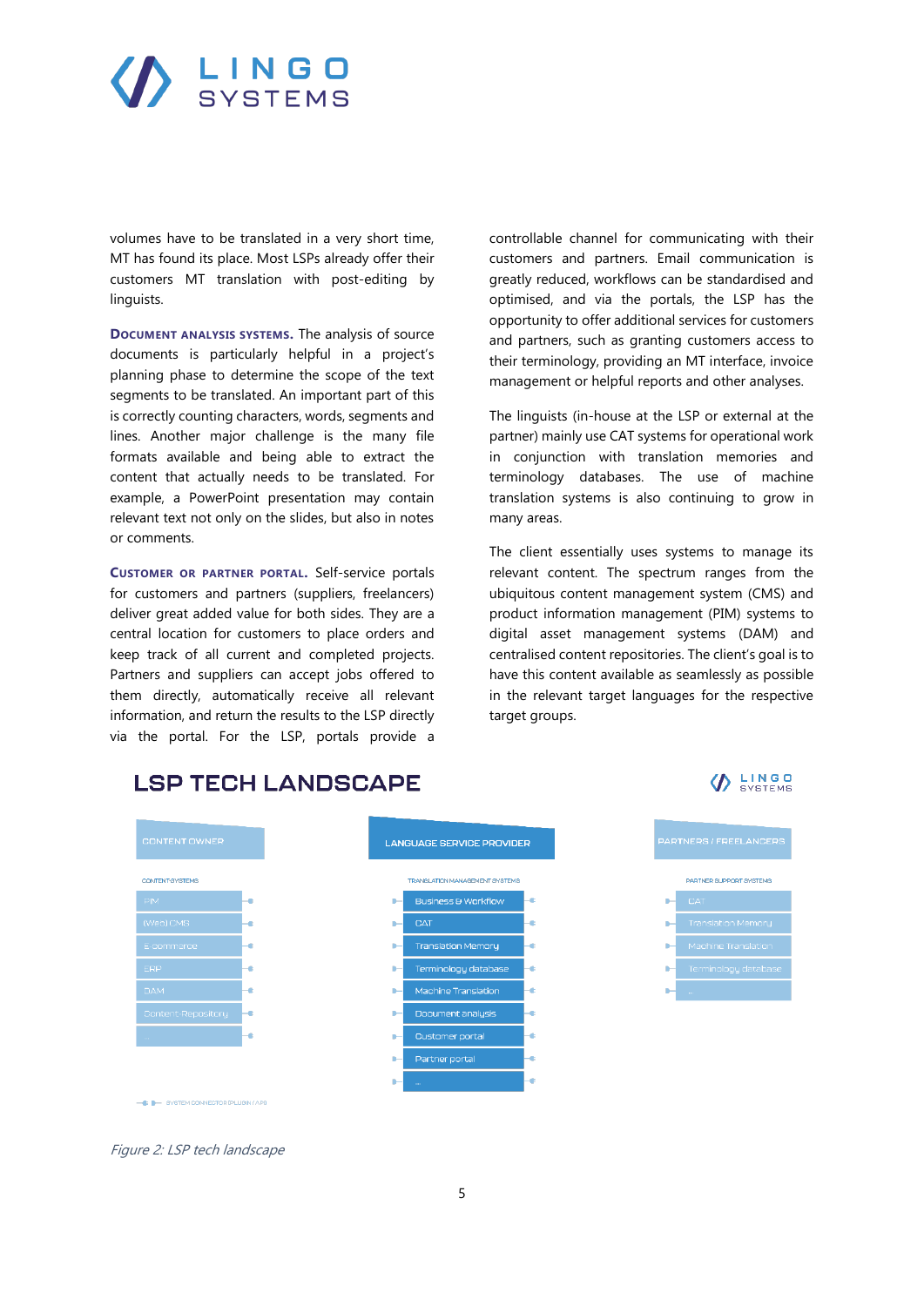volumes have to be translated in a very short time, MT has found its place. Most LSPs already offer their customers MT translation with post-editing by linguists.

**Document analysis systems.** The analysis of source documents is particularly helpful in a project's planning phase to determine the scope of the text segments to be translated. An important part of this is correctly counting characters, words, segments and lines. Another major challenge is the many file formats available and being able to extract the content that actually needs to be translated. For example, a PowerPoint presentation may contain relevant text not only on the slides, but also in notes or comments.

**Customer or partner portal.** Self-service portals for customers and partners (suppliers, freelancers) deliver great added value for both sides. They are a central location for customers to place orders and keep track of all current and completed projects. Partners and suppliers can accept jobs offered to them directly, automatically receive all relevant information, and return the results to the LSP directly via the portal. For the LSP, portals provide a controllable channel for communicating with their customers and partners. Email communication is greatly reduced, workflows can be standardised and optimised, and via the portals, the LSP has the opportunity to offer additional services for customers and partners, such as granting customers access to their terminology, providing an MT interface, invoice management or helpful reports and other analyses.

The linguists (in-house at the LSP or external at the partner) mainly use CAT systems for operational work in conjunction with translation memories and terminology databases. The use of machine translation systems is also continuing to grow in many areas.

The client essentially uses systems to manage its relevant content. The spectrum ranges from the ubiquitous content management system (CMS) and product information management (PIM) systems to digital asset management systems (DAM) and centralised content repositories. The client's goal is to have this content available as seamlessly as possible in the relevant target languages for the respective target groups.

## LSP TECH LANDSCAPE

| CONTENT OWNER | LANGUAGE SERVICE PROVIDER | PARTNERS / FREELANCERS |
|---|---|---|
| CONTENT SYSTEMS | TRANSLATION MANAGEMENT SYSTEMS | PARTNER SUPPORT SYSTEMS |
| PIM | Business & Workflow | CAT |
| (Web) CMS | CAT | Translation Memory |
| E-commerce | Translation Memory | Machine Translation |
| ERP | Terminology database | Terminology database |
| DAM | Machine Translation | ... |
| Content-Repository | Document analysis | |
| ... | Customer portal | |
| | Partner portal | |
| | ... | |

SYSTEM CONNECTOR (PLUGIN / API)

*Figure 2: LSP tech landscape*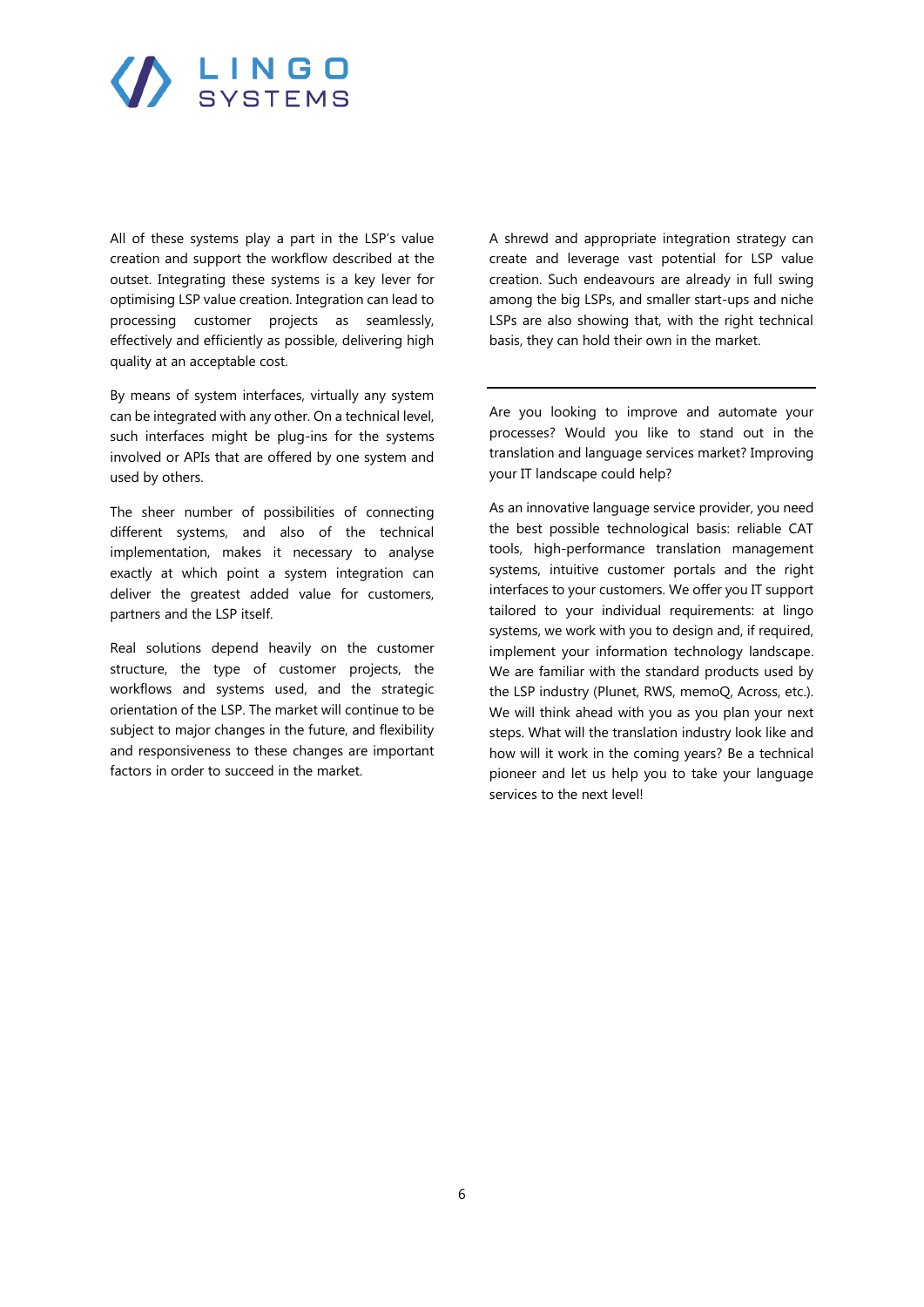All of these systems play a part in the LSP's value creation and support the workflow described at the outset. Integrating these systems is a key lever for optimising LSP value creation. Integration can lead to processing customer projects as seamlessly, effectively and efficiently as possible, delivering high quality at an acceptable cost.

By means of system interfaces, virtually any system can be integrated with any other. On a technical level, such interfaces might be plug-ins for the systems involved or APIs that are offered by one system and used by others.

The sheer number of possibilities of connecting different systems, and also of the technical implementation, makes it necessary to analyse exactly at which point a system integration can deliver the greatest added value for customers, partners and the LSP itself.

Real solutions depend heavily on the customer structure, the type of customer projects, the workflows and systems used, and the strategic orientation of the LSP. The market will continue to be subject to major changes in the future, and flexibility and responsiveness to these changes are important factors in order to succeed in the market.

A shrewd and appropriate integration strategy can create and leverage vast potential for LSP value creation. Such endeavours are already in full swing among the big LSPs, and smaller start-ups and niche LSPs are also showing that, with the right technical basis, they can hold their own in the market.

---

Are you looking to improve and automate your processes? Would you like to stand out in the translation and language services market? Improving your IT landscape could help?

As an innovative language service provider, you need the best possible technological basis: reliable CAT tools, high-performance translation management systems, intuitive customer portals and the right interfaces to your customers. We offer you IT support tailored to your individual requirements: at lingo systems, we work with you to design and, if required, implement your information technology landscape. We are familiar with the standard products used by the LSP industry (Plunet, RWS, memoQ, Across, etc.). We will think ahead with you as you plan your next steps. What will the translation industry look like and how will it work in the coming years? Be a technical pioneer and let us help you to take your language services to the next level!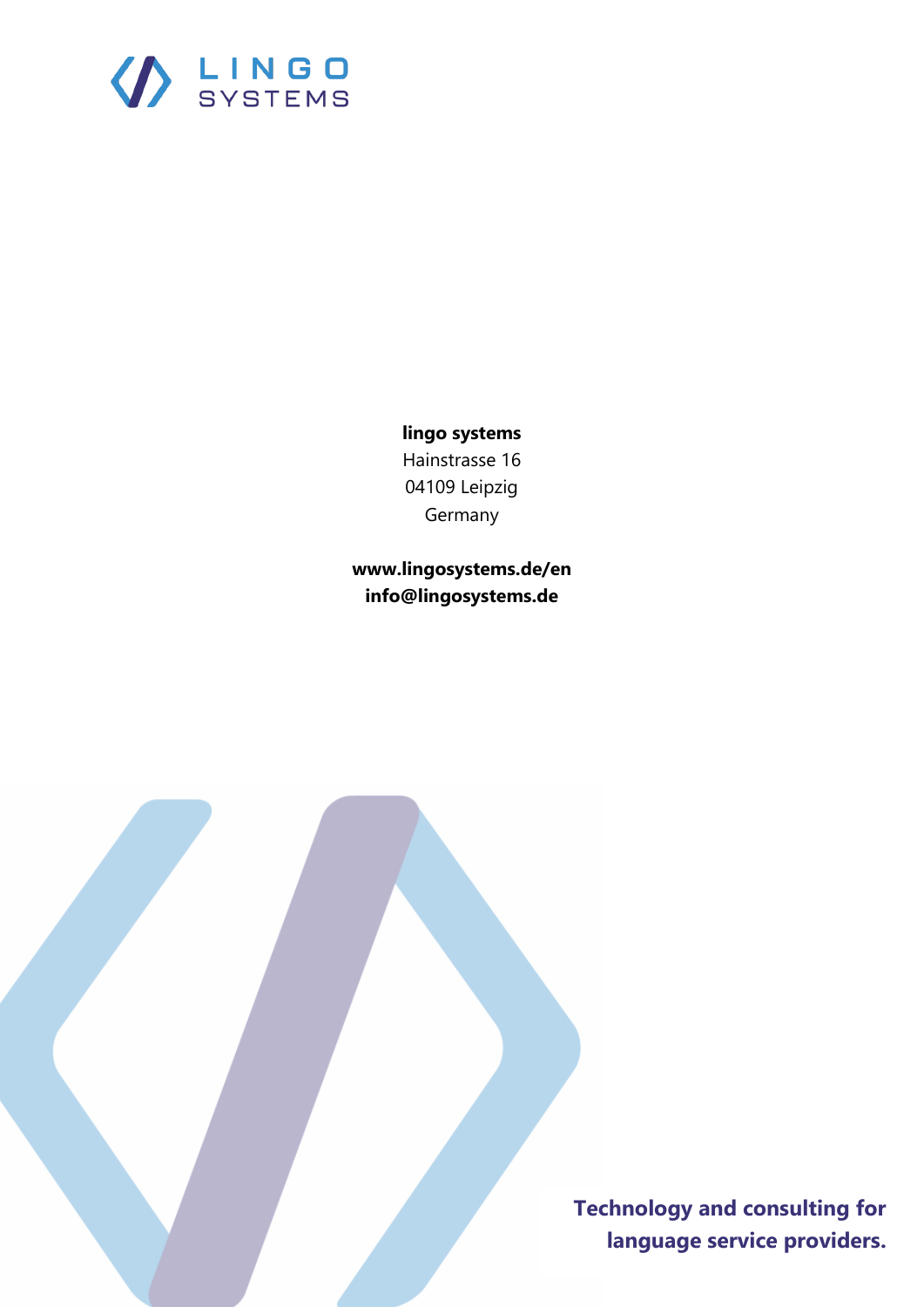LINGO SYSTEMS

**lingo systems**
Hainstrasse 16
04109 Leipzig
Germany

**www.lingosystems.de/en**
**info@lingosystems.de**

**Technology and consulting for language service providers.**